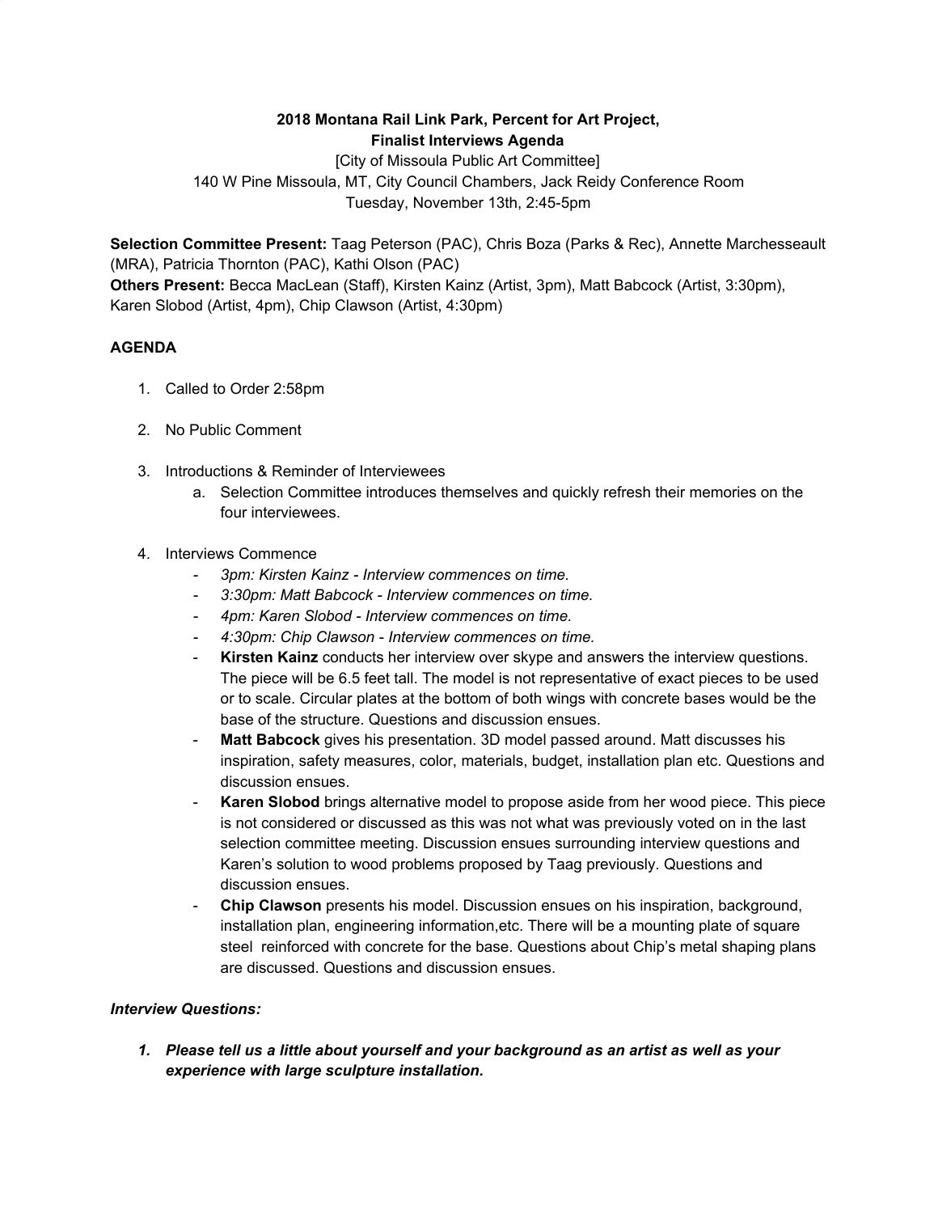**2018 Montana Rail Link Park, Percent for Art Project,**
**Finalist Interviews Agenda**

[City of Missoula Public Art Committee]
140 W Pine Missoula, MT, City Council Chambers, Jack Reidy Conference Room
Tuesday, November 13th, 2:45-5pm

**Selection Committee Present:** Taag Peterson (PAC), Chris Boza (Parks & Rec), Annette Marchesseault (MRA), Patricia Thornton (PAC), Kathi Olson (PAC)
**Others Present:** Becca MacLean (Staff), Kirsten Kainz (Artist, 3pm), Matt Babcock (Artist, 3:30pm), Karen Slobod (Artist, 4pm), Chip Clawson (Artist, 4:30pm)

**AGENDA**

1. Called to Order 2:58pm

2. No Public Comment

3. Introductions & Reminder of Interviewees
   a. Selection Committee introduces themselves and quickly refresh their memories on the four interviewees.

4. Interviews Commence
   - *3pm: Kirsten Kainz - Interview commences on time.*
   - *3:30pm: Matt Babcock - Interview commences on time.*
   - *4pm: Karen Slobod - Interview commences on time.*
   - *4:30pm: Chip Clawson - Interview commences on time.*
   - **Kirsten Kainz** conducts her interview over skype and answers the interview questions. The piece will be 6.5 feet tall. The model is not representative of exact pieces to be used or to scale. Circular plates at the bottom of both wings with concrete bases would be the base of the structure. Questions and discussion ensues.
   - **Matt Babcock** gives his presentation. 3D model passed around. Matt discusses his inspiration, safety measures, color, materials, budget, installation plan etc. Questions and discussion ensues.
   - **Karen Slobod** brings alternative model to propose aside from her wood piece. This piece is not considered or discussed as this was not what was previously voted on in the last selection committee meeting. Discussion ensues surrounding interview questions and Karen's solution to wood problems proposed by Taag previously. Questions and discussion ensues.
   - **Chip Clawson** presents his model. Discussion ensues on his inspiration, background, installation plan, engineering information,etc. There will be a mounting plate of square steel reinforced with concrete for the base. Questions about Chip's metal shaping plans are discussed. Questions and discussion ensues.

***Interview Questions:***

1. ***Please tell us a little about yourself and your background as an artist as well as your experience with large sculpture installation.***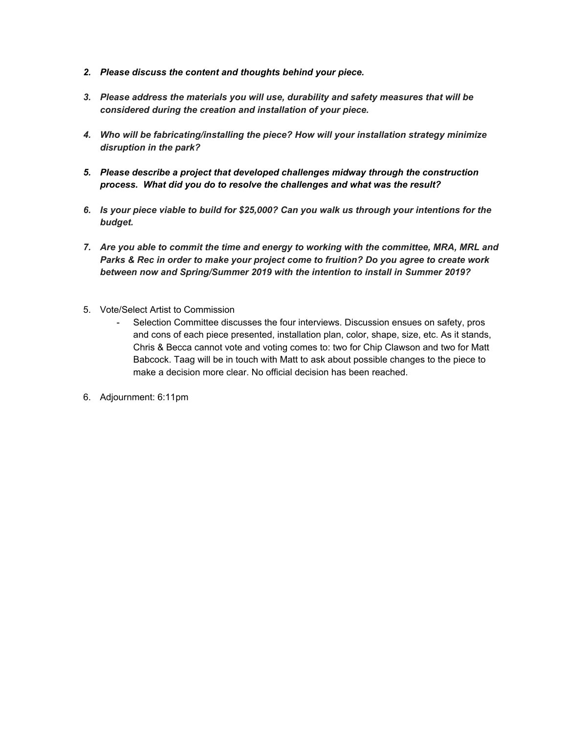2. ***Please discuss the content and thoughts behind your piece.***

3. ***Please address the materials you will use, durability and safety measures that will be considered during the creation and installation of your piece.***

4. ***Who will be fabricating/installing the piece? How will your installation strategy minimize disruption in the park?***

5. ***Please describe a project that developed challenges midway through the construction process. What did you do to resolve the challenges and what was the result?***

6. ***Is your piece viable to build for $25,000? Can you walk us through your intentions for the budget.***

7. ***Are you able to commit the time and energy to working with the committee, MRA, MRL and Parks & Rec in order to make your project come to fruition? Do you agree to create work between now and Spring/Summer 2019 with the intention to install in Summer 2019?***

5. Vote/Select Artist to Commission
   - Selection Committee discusses the four interviews. Discussion ensues on safety, pros and cons of each piece presented, installation plan, color, shape, size, etc. As it stands, Chris & Becca cannot vote and voting comes to: two for Chip Clawson and two for Matt Babcock. Taag will be in touch with Matt to ask about possible changes to the piece to make a decision more clear. No official decision has been reached.

6. Adjournment: 6:11pm